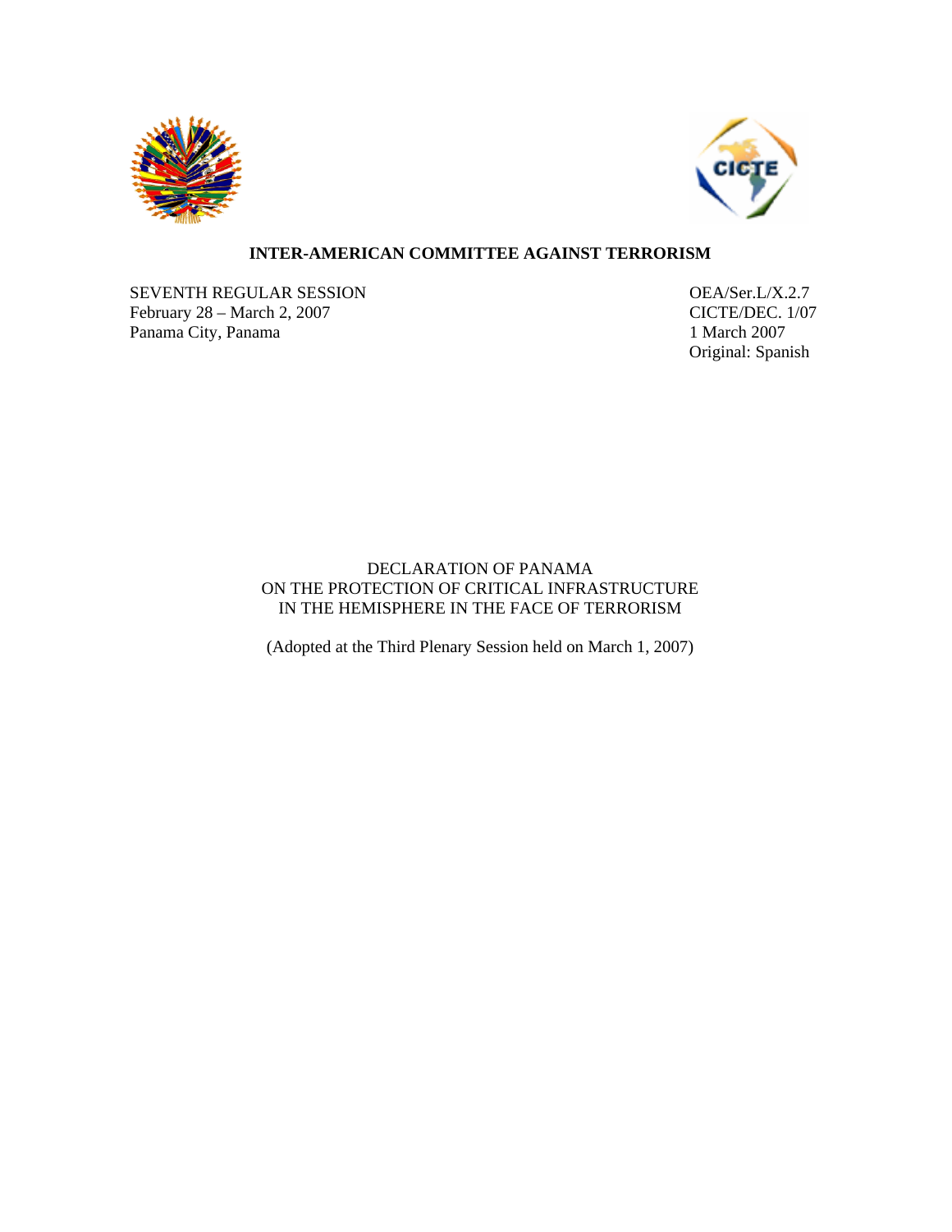**INTER-AMERICAN COMMITTEE AGAINST TERRORISM**

SEVENTH REGULAR SESSION
February 28 – March 2, 2007
Panama City, Panama

OEA/Ser.L/X.2.7
CICTE/DEC. 1/07
1 March 2007
Original: Spanish

DECLARATION OF PANAMA
ON THE PROTECTION OF CRITICAL INFRASTRUCTURE
IN THE HEMISPHERE IN THE FACE OF TERRORISM

(Adopted at the Third Plenary Session held on March 1, 2007)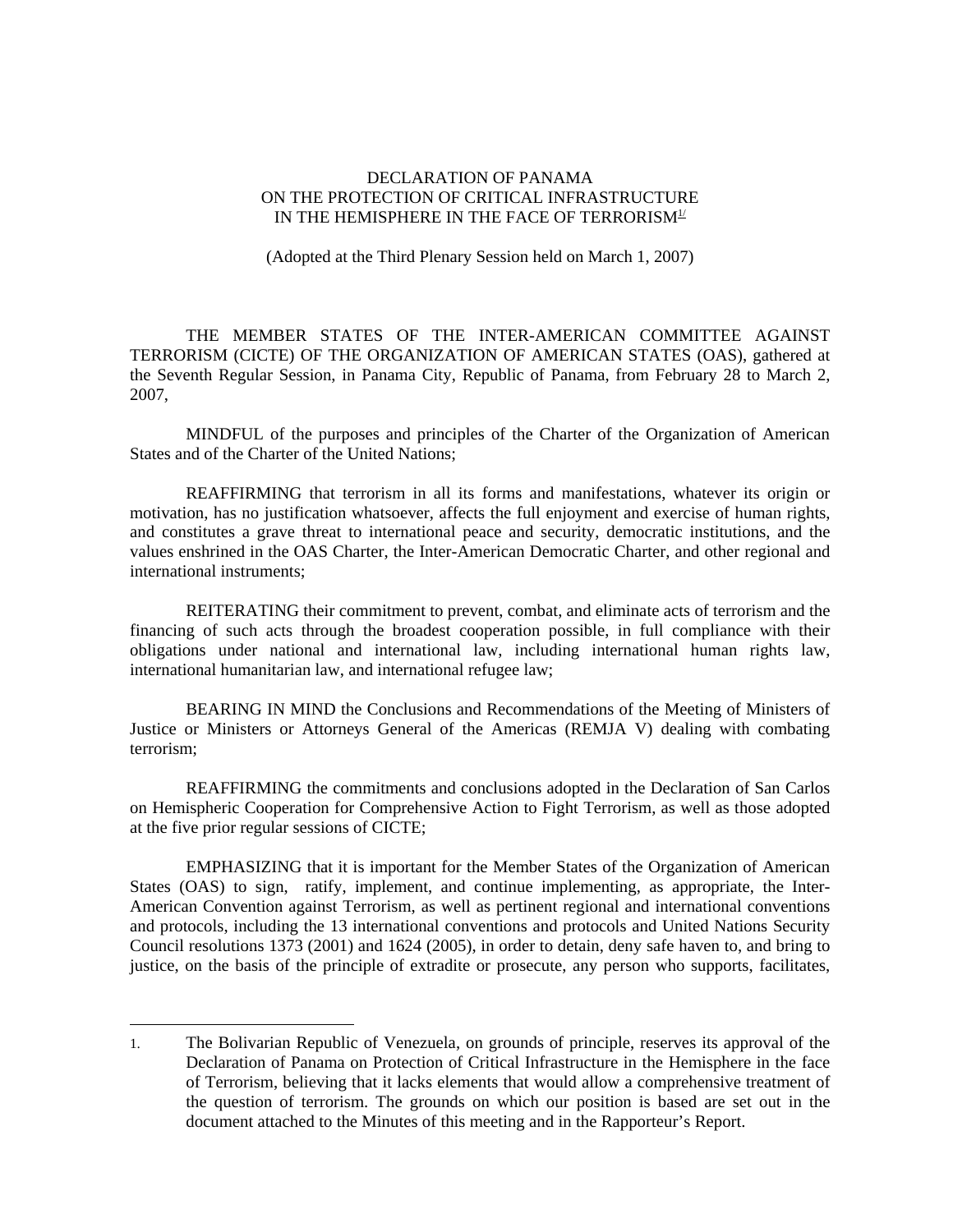DECLARATION OF PANAMA
ON THE PROTECTION OF CRITICAL INFRASTRUCTURE
IN THE HEMISPHERE IN THE FACE OF TERRORISM[1]

(Adopted at the Third Plenary Session held on March 1, 2007)

THE MEMBER STATES OF THE INTER-AMERICAN COMMITTEE AGAINST TERRORISM (CICTE) OF THE ORGANIZATION OF AMERICAN STATES (OAS), gathered at the Seventh Regular Session, in Panama City, Republic of Panama, from February 28 to March 2, 2007,

MINDFUL of the purposes and principles of the Charter of the Organization of American States and of the Charter of the United Nations;

REAFFIRMING that terrorism in all its forms and manifestations, whatever its origin or motivation, has no justification whatsoever, affects the full enjoyment and exercise of human rights, and constitutes a grave threat to international peace and security, democratic institutions, and the values enshrined in the OAS Charter, the Inter-American Democratic Charter, and other regional and international instruments;

REITERATING their commitment to prevent, combat, and eliminate acts of terrorism and the financing of such acts through the broadest cooperation possible, in full compliance with their obligations under national and international law, including international human rights law, international humanitarian law, and international refugee law;

BEARING IN MIND the Conclusions and Recommendations of the Meeting of Ministers of Justice or Ministers or Attorneys General of the Americas (REMJA V) dealing with combating terrorism;

REAFFIRMING the commitments and conclusions adopted in the Declaration of San Carlos on Hemispheric Cooperation for Comprehensive Action to Fight Terrorism, as well as those adopted at the five prior regular sessions of CICTE;

EMPHASIZING that it is important for the Member States of the Organization of American States (OAS) to sign, ratify, implement, and continue implementing, as appropriate, the Inter-American Convention against Terrorism, as well as pertinent regional and international conventions and protocols, including the 13 international conventions and protocols and United Nations Security Council resolutions 1373 (2001) and 1624 (2005), in order to detain, deny safe haven to, and bring to justice, on the basis of the principle of extradite or prosecute, any person who supports, facilitates,

---

1. The Bolivarian Republic of Venezuela, on grounds of principle, reserves its approval of the Declaration of Panama on Protection of Critical Infrastructure in the Hemisphere in the face of Terrorism, believing that it lacks elements that would allow a comprehensive treatment of the question of terrorism. The grounds on which our position is based are set out in the document attached to the Minutes of this meeting and in the Rapporteur's Report.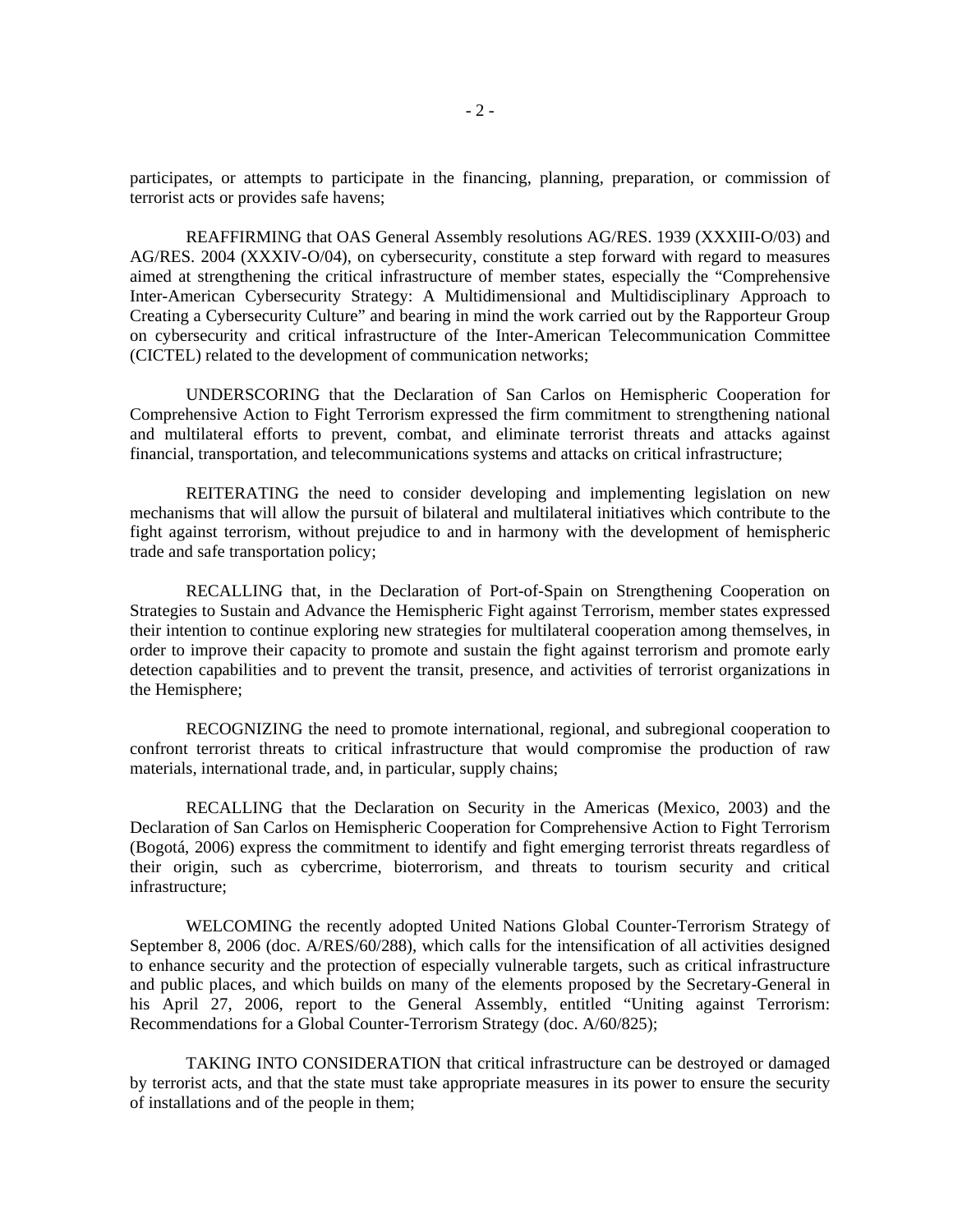participates, or attempts to participate in the financing, planning, preparation, or commission of terrorist acts or provides safe havens;

REAFFIRMING that OAS General Assembly resolutions AG/RES. 1939 (XXXIII-O/03) and AG/RES. 2004 (XXXIV-O/04), on cybersecurity, constitute a step forward with regard to measures aimed at strengthening the critical infrastructure of member states, especially the "Comprehensive Inter-American Cybersecurity Strategy: A Multidimensional and Multidisciplinary Approach to Creating a Cybersecurity Culture" and bearing in mind the work carried out by the Rapporteur Group on cybersecurity and critical infrastructure of the Inter-American Telecommunication Committee (CICTEL) related to the development of communication networks;

UNDERSCORING that the Declaration of San Carlos on Hemispheric Cooperation for Comprehensive Action to Fight Terrorism expressed the firm commitment to strengthening national and multilateral efforts to prevent, combat, and eliminate terrorist threats and attacks against financial, transportation, and telecommunications systems and attacks on critical infrastructure;

REITERATING the need to consider developing and implementing legislation on new mechanisms that will allow the pursuit of bilateral and multilateral initiatives which contribute to the fight against terrorism, without prejudice to and in harmony with the development of hemispheric trade and safe transportation policy;

RECALLING that, in the Declaration of Port-of-Spain on Strengthening Cooperation on Strategies to Sustain and Advance the Hemispheric Fight against Terrorism, member states expressed their intention to continue exploring new strategies for multilateral cooperation among themselves, in order to improve their capacity to promote and sustain the fight against terrorism and promote early detection capabilities and to prevent the transit, presence, and activities of terrorist organizations in the Hemisphere;

RECOGNIZING the need to promote international, regional, and subregional cooperation to confront terrorist threats to critical infrastructure that would compromise the production of raw materials, international trade, and, in particular, supply chains;

RECALLING that the Declaration on Security in the Americas (Mexico, 2003) and the Declaration of San Carlos on Hemispheric Cooperation for Comprehensive Action to Fight Terrorism (Bogotá, 2006) express the commitment to identify and fight emerging terrorist threats regardless of their origin, such as cybercrime, bioterrorism, and threats to tourism security and critical infrastructure;

WELCOMING the recently adopted United Nations Global Counter-Terrorism Strategy of September 8, 2006 (doc. A/RES/60/288), which calls for the intensification of all activities designed to enhance security and the protection of especially vulnerable targets, such as critical infrastructure and public places, and which builds on many of the elements proposed by the Secretary-General in his April 27, 2006, report to the General Assembly, entitled "Uniting against Terrorism: Recommendations for a Global Counter-Terrorism Strategy (doc. A/60/825);

TAKING INTO CONSIDERATION that critical infrastructure can be destroyed or damaged by terrorist acts, and that the state must take appropriate measures in its power to ensure the security of installations and of the people in them;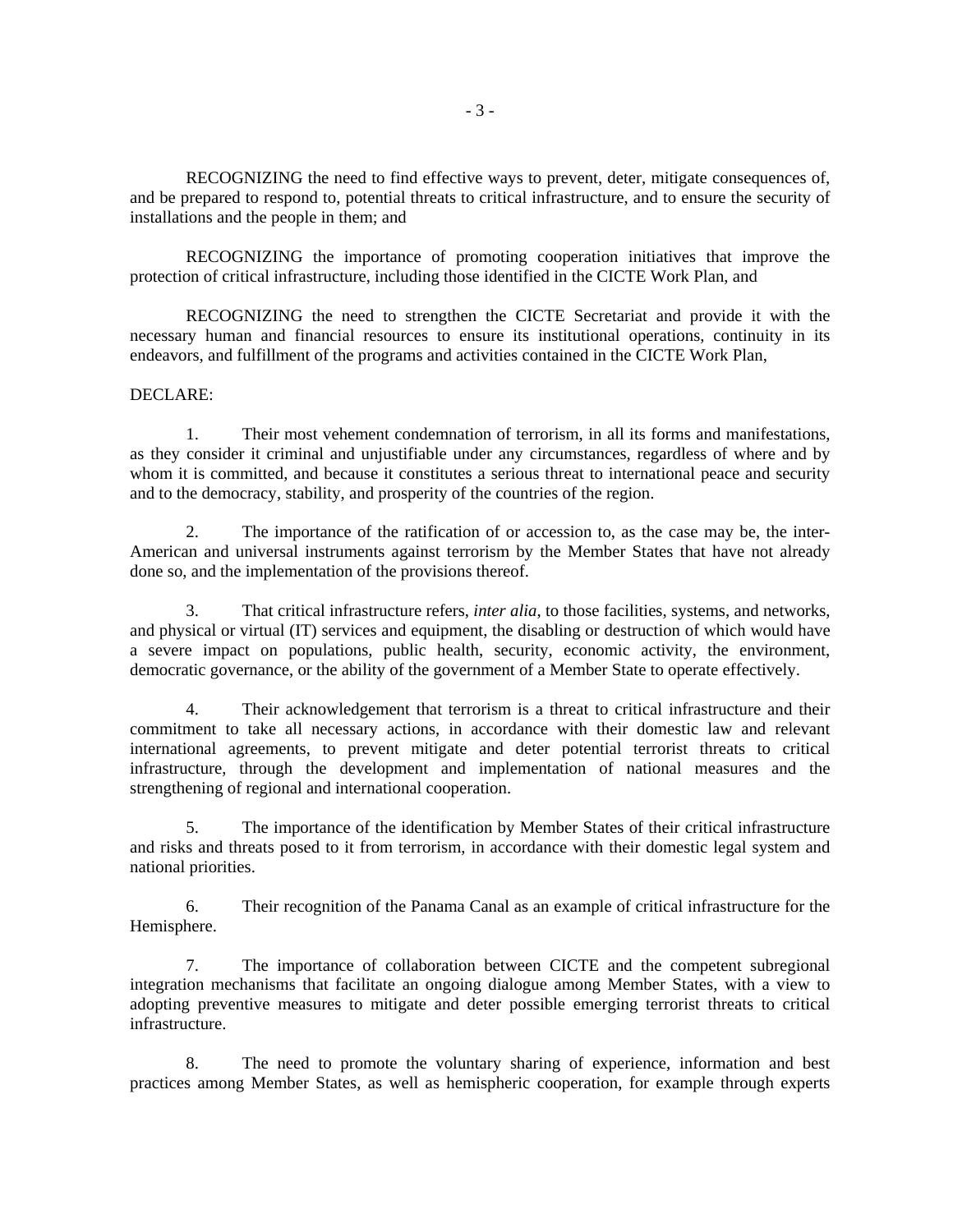RECOGNIZING the need to find effective ways to prevent, deter, mitigate consequences of, and be prepared to respond to, potential threats to critical infrastructure, and to ensure the security of installations and the people in them; and

RECOGNIZING the importance of promoting cooperation initiatives that improve the protection of critical infrastructure, including those identified in the CICTE Work Plan, and

RECOGNIZING the need to strengthen the CICTE Secretariat and provide it with the necessary human and financial resources to ensure its institutional operations, continuity in its endeavors, and fulfillment of the programs and activities contained in the CICTE Work Plan,

DECLARE:

1. Their most vehement condemnation of terrorism, in all its forms and manifestations, as they consider it criminal and unjustifiable under any circumstances, regardless of where and by whom it is committed, and because it constitutes a serious threat to international peace and security and to the democracy, stability, and prosperity of the countries of the region.

2. The importance of the ratification of or accession to, as the case may be, the inter-American and universal instruments against terrorism by the Member States that have not already done so, and the implementation of the provisions thereof.

3. That critical infrastructure refers, *inter alia*, to those facilities, systems, and networks, and physical or virtual (IT) services and equipment, the disabling or destruction of which would have a severe impact on populations, public health, security, economic activity, the environment, democratic governance, or the ability of the government of a Member State to operate effectively.

4. Their acknowledgement that terrorism is a threat to critical infrastructure and their commitment to take all necessary actions, in accordance with their domestic law and relevant international agreements, to prevent mitigate and deter potential terrorist threats to critical infrastructure, through the development and implementation of national measures and the strengthening of regional and international cooperation.

5. The importance of the identification by Member States of their critical infrastructure and risks and threats posed to it from terrorism, in accordance with their domestic legal system and national priorities.

6. Their recognition of the Panama Canal as an example of critical infrastructure for the Hemisphere.

7. The importance of collaboration between CICTE and the competent subregional integration mechanisms that facilitate an ongoing dialogue among Member States, with a view to adopting preventive measures to mitigate and deter possible emerging terrorist threats to critical infrastructure.

8. The need to promote the voluntary sharing of experience, information and best practices among Member States, as well as hemispheric cooperation, for example through experts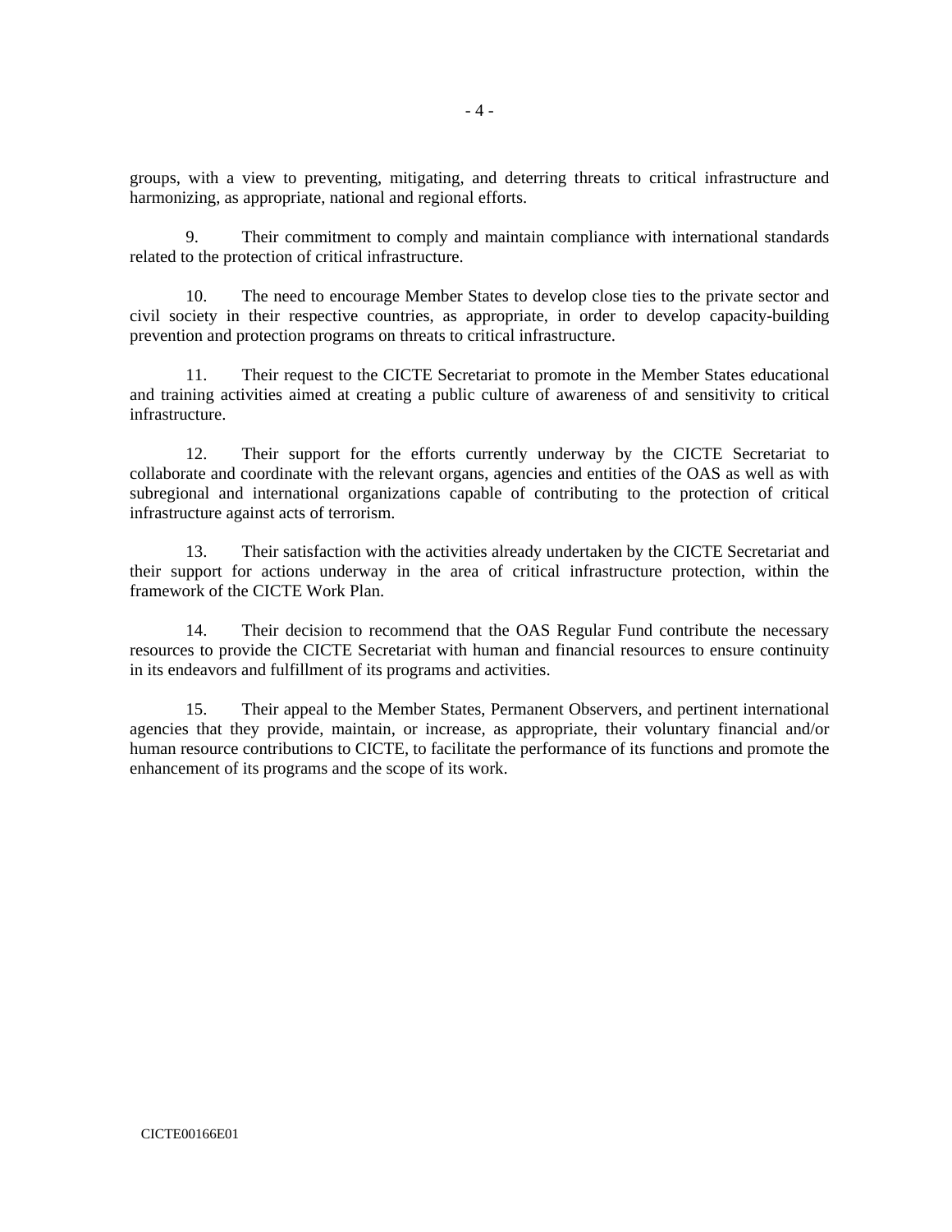groups, with a view to preventing, mitigating, and deterring threats to critical infrastructure and harmonizing, as appropriate, national and regional efforts.

9. Their commitment to comply and maintain compliance with international standards related to the protection of critical infrastructure.

10. The need to encourage Member States to develop close ties to the private sector and civil society in their respective countries, as appropriate, in order to develop capacity-building prevention and protection programs on threats to critical infrastructure.

11. Their request to the CICTE Secretariat to promote in the Member States educational and training activities aimed at creating a public culture of awareness of and sensitivity to critical infrastructure.

12. Their support for the efforts currently underway by the CICTE Secretariat to collaborate and coordinate with the relevant organs, agencies and entities of the OAS as well as with subregional and international organizations capable of contributing to the protection of critical infrastructure against acts of terrorism.

13. Their satisfaction with the activities already undertaken by the CICTE Secretariat and their support for actions underway in the area of critical infrastructure protection, within the framework of the CICTE Work Plan.

14. Their decision to recommend that the OAS Regular Fund contribute the necessary resources to provide the CICTE Secretariat with human and financial resources to ensure continuity in its endeavors and fulfillment of its programs and activities.

15. Their appeal to the Member States, Permanent Observers, and pertinent international agencies that they provide, maintain, or increase, as appropriate, their voluntary financial and/or human resource contributions to CICTE, to facilitate the performance of its functions and promote the enhancement of its programs and the scope of its work.